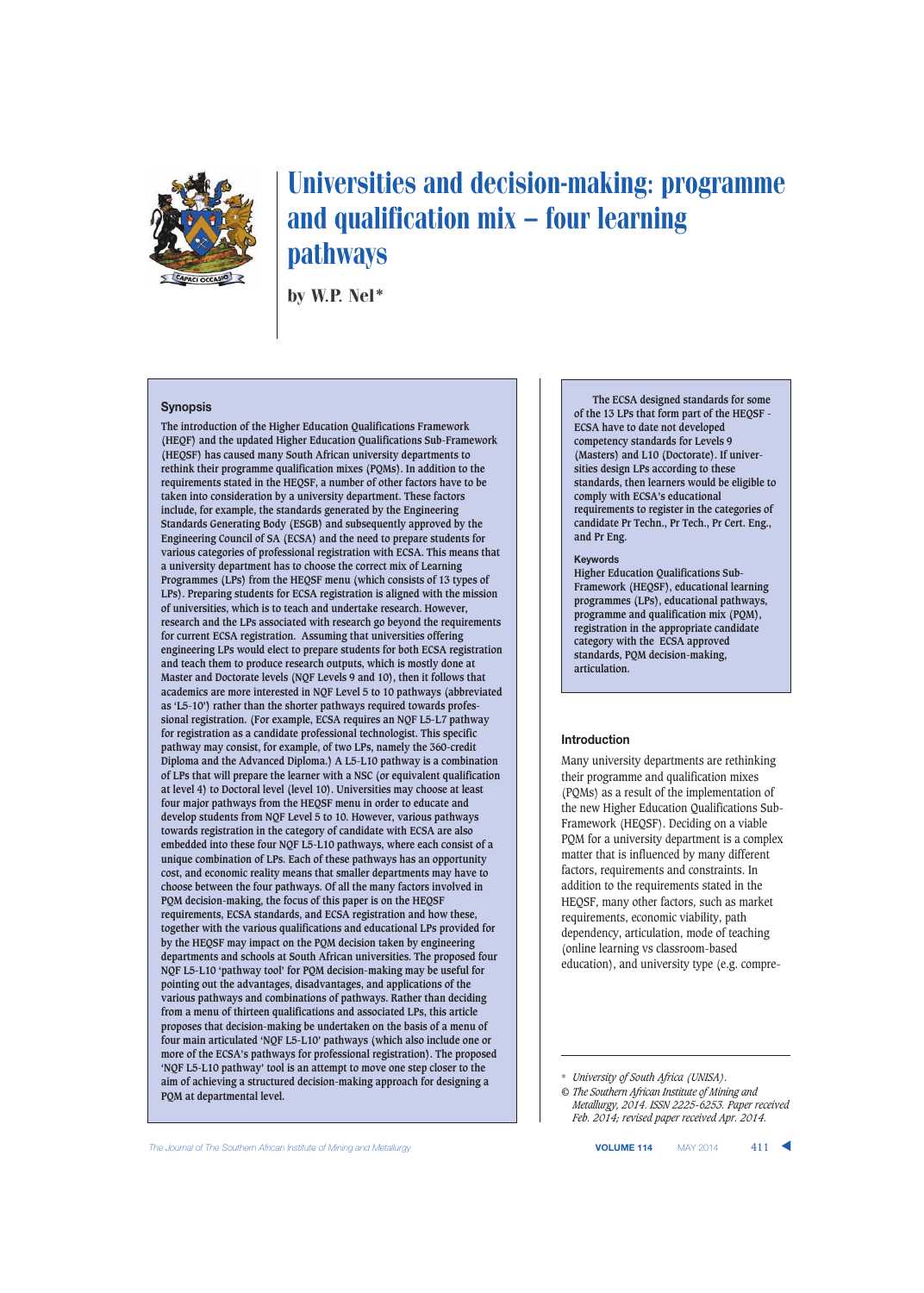# Universities and decision-making: programme and qualification mix – four learning pathways

by W.P. Nel*

## Synopsis

The introduction of the Higher Education Qualifications Framework (HEQF) and the updated Higher Education Qualifications Sub-Framework (HEQSF) has caused many South African university departments to rethink their programme qualification mixes (PQMs). In addition to the requirements stated in the HEQSF, a number of other factors have to be taken into consideration by a university department. These factors include, for example, the standards generated by the Engineering Standards Generating Body (ESGB) and subsequently approved by the Engineering Council of SA (ECSA) and the need to prepare students for various categories of professional registration with ECSA. This means that a university department has to choose the correct mix of Learning Programmes (LPs) from the HEQSF menu (which consists of 13 types of LPs). Preparing students for ECSA registration is aligned with the mission of universities, which is to teach and undertake research. However, research and the LPs associated with research go beyond the requirements for current ECSA registration. Assuming that universities offering engineering LPs would elect to prepare students for both ECSA registration and teach them to produce research outputs, which is mostly done at Master and Doctorate levels (NQF Levels 9 and 10), then it follows that academics are more interested in NQF Level 5 to 10 pathways (abbreviated as 'L5-10') rather than the shorter pathways required towards professional registration. (For example, ECSA requires an NQF L5-L7 pathway for registration as a candidate professional technologist. This specific pathway may consist, for example, of two LPs, namely the 360-credit Diploma and the Advanced Diploma.) A L5-L10 pathway is a combination of LPs that will prepare the learner with a NSC (or equivalent qualification at level 4) to Doctoral level (level 10). Universities may choose at least four major pathways from the HEQSF menu in order to educate and develop students from NQF Level 5 to 10. However, various pathways towards registration in the category of candidate with ECSA are also embedded into these four NQF L5-L10 pathways, where each consist of a unique combination of LPs. Each of these pathways has an opportunity cost, and economic reality means that smaller departments may have to choose between the four pathways. Of all the many factors involved in PQM decision-making, the focus of this paper is on the HEQSF requirements, ECSA standards, and ECSA registration and how these, together with the various qualifications and educational LPs provided for by the HEQSF may impact on the PQM decision taken by engineering departments and schools at South African universities. The proposed four NQF L5-L10 'pathway tool' for PQM decision-making may be useful for pointing out the advantages, disadvantages, and applications of the various pathways and combinations of pathways. Rather than deciding from a menu of thirteen qualifications and associated LPs, this article proposes that decision-making be undertaken on the basis of a menu of four main articulated 'NQF L5-L10' pathways (which also include one or more of the ECSA's pathways for professional registration). The proposed 'NQF L5-L10 pathway' tool is an attempt to move one step closer to the aim of achieving a structured decision-making approach for designing a PQM at departmental level.

The ECSA designed standards for some of the 13 LPs that form part of the HEQSF - ECSA have to date not developed competency standards for Levels 9 (Masters) and L10 (Doctorate). If universities design LPs according to these standards, then learners would be eligible to comply with ECSA's educational requirements to register in the categories of candidate Pr Techn., Pr Tech., Pr Cert. Eng., and Pr Eng.

### Keywords

Higher Education Qualifications Sub-Framework (HEQSF), educational learning programmes (LPs), educational pathways, programme and qualification mix (PQM), registration in the appropriate candidate category with the ECSA approved standards, PQM decision-making, articulation.

## Introduction

Many university departments are rethinking their programme and qualification mixes (PQMs) as a result of the implementation of the new Higher Education Qualifications Sub-Framework (HEQSF). Deciding on a viable PQM for a university department is a complex matter that is influenced by many different factors, requirements and constraints. In addition to the requirements stated in the HEQSF, many other factors, such as market requirements, economic viability, path dependency, articulation, mode of teaching (online learning vs classroom-based education), and university type (e.g. compre-

---

\* *University of South Africa (UNISA).*

© *The Southern African Institute of Mining and Metallurgy, 2014. ISSN 2225-6253. Paper received Feb. 2014; revised paper received Apr. 2014.*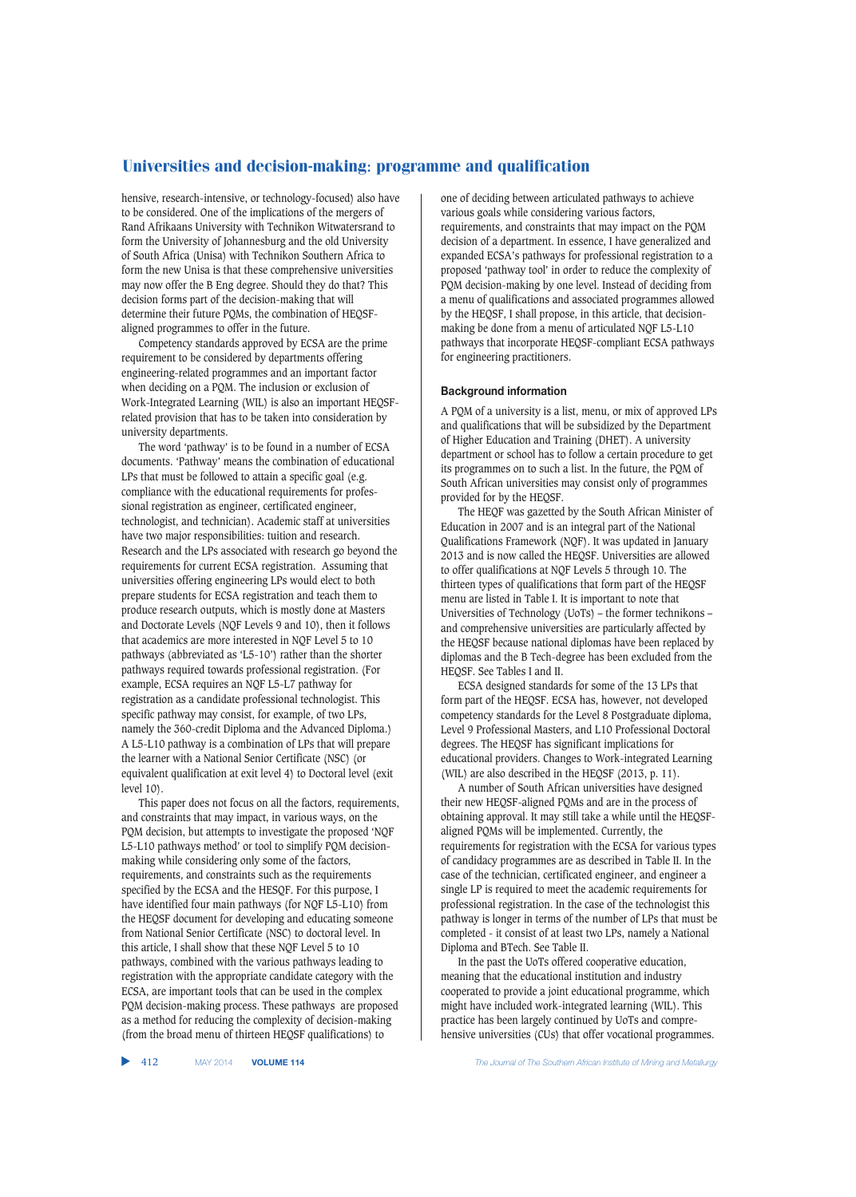hensive, research-intensive, or technology-focused) also have to be considered. One of the implications of the mergers of Rand Afrikaans University with Technikon Witwatersrand to form the University of Johannesburg and the old University of South Africa (Unisa) with Technikon Southern Africa to form the new Unisa is that these comprehensive universities may now offer the B Eng degree. Should they do that? This decision forms part of the decision-making that will determine their future PQMs, the combination of HEQSF-aligned programmes to offer in the future.

Competency standards approved by ECSA are the prime requirement to be considered by departments offering engineering-related programmes and an important factor when deciding on a PQM. The inclusion or exclusion of Work-Integrated Learning (WIL) is also an important HEQSF-related provision that has to be taken into consideration by university departments.

The word 'pathway' is to be found in a number of ECSA documents. 'Pathway' means the combination of educational LPs that must be followed to attain a specific goal (e.g. compliance with the educational requirements for professional registration as engineer, certificated engineer, technologist, and technician). Academic staff at universities have two major responsibilities: tuition and research. Research and the LPs associated with research go beyond the requirements for current ECSA registration. Assuming that universities offering engineering LPs would elect to both prepare students for ECSA registration and teach them to produce research outputs, which is mostly done at Masters and Doctorate Levels (NQF Levels 9 and 10), then it follows that academics are more interested in NQF Level 5 to 10 pathways (abbreviated as 'L5-10') rather than the shorter pathways required towards professional registration. (For example, ECSA requires an NQF L5-L7 pathway for registration as a candidate professional technologist. This specific pathway may consist, for example, of two LPs, namely the 360-credit Diploma and the Advanced Diploma.) A L5-L10 pathway is a combination of LPs that will prepare the learner with a National Senior Certificate (NSC) (or equivalent qualification at exit level 4) to Doctoral level (exit level 10).

This paper does not focus on all the factors, requirements, and constraints that may impact, in various ways, on the PQM decision, but attempts to investigate the proposed 'NQF L5-L10 pathways method' or tool to simplify PQM decision-making while considering only some of the factors, requirements, and constraints such as the requirements specified by the ECSA and the HEQSF. For this purpose, I have identified four main pathways (for NQF L5-L10) from the HEQSF document for developing and educating someone from National Senior Certificate (NSC) to doctoral level. In this article, I shall show that these NQF Level 5 to 10 pathways, combined with the various pathways leading to registration with the appropriate candidate category with the ECSA, are important tools that can be used in the complex PQM decision-making process. These pathways are proposed as a method for reducing the complexity of decision-making (from the broad menu of thirteen HEQSF qualifications) to one of deciding between articulated pathways to achieve various goals while considering various factors, requirements, and constraints that may impact on the PQM decision of a department. In essence, I have generalized and expanded ECSA's pathways for professional registration to a proposed 'pathway tool' in order to reduce the complexity of PQM decision-making by one level. Instead of deciding from a menu of qualifications and associated programmes allowed by the HEQSF, I shall propose, in this article, that decision-making be done from a menu of articulated NQF L5-L10 pathways that incorporate HEQSF-compliant ECSA pathways for engineering practitioners.

## Background information

A PQM of a university is a list, menu, or mix of approved LPs and qualifications that will be subsidized by the Department of Higher Education and Training (DHET). A university department or school has to follow a certain procedure to get its programmes on to such a list. In the future, the PQM of South African universities may consist only of programmes provided for by the HEQSF.

The HEQF was gazetted by the South African Minister of Education in 2007 and is an integral part of the National Qualifications Framework (NQF). It was updated in January 2013 and is now called the HEQSF. Universities are allowed to offer qualifications at NQF Levels 5 through 10. The thirteen types of qualifications that form part of the HEQSF menu are listed in Table I. It is important to note that Universities of Technology (UoTs) – the former technikons – and comprehensive universities are particularly affected by the HEQSF because national diplomas have been replaced by diplomas and the B Tech-degree has been excluded from the HEQSF. See Tables I and II.

ECSA designed standards for some of the 13 LPs that form part of the HEQSF. ECSA has, however, not developed competency standards for the Level 8 Postgraduate diploma, Level 9 Professional Masters, and L10 Professional Doctoral degrees. The HEQSF has significant implications for educational providers. Changes to Work-integrated Learning (WIL) are also described in the HEQSF (2013, p. 11).

A number of South African universities have designed their new HEQSF-aligned PQMs and are in the process of obtaining approval. It may still take a while until the HEQSF-aligned PQMs will be implemented. Currently, the requirements for registration with the ECSA for various types of candidacy programmes are as described in Table II. In the case of the technician, certificated engineer, and engineer a single LP is required to meet the academic requirements for professional registration. In the case of the technologist this pathway is longer in terms of the number of LPs that must be completed - it consist of at least two LPs, namely a National Diploma and BTech. See Table II.

In the past the UoTs offered cooperative education, meaning that the educational institution and industry cooperated to provide a joint educational programme, which might have included work-integrated learning (WIL). This practice has been largely continued by UoTs and comprehensive universities (CUs) that offer vocational programmes.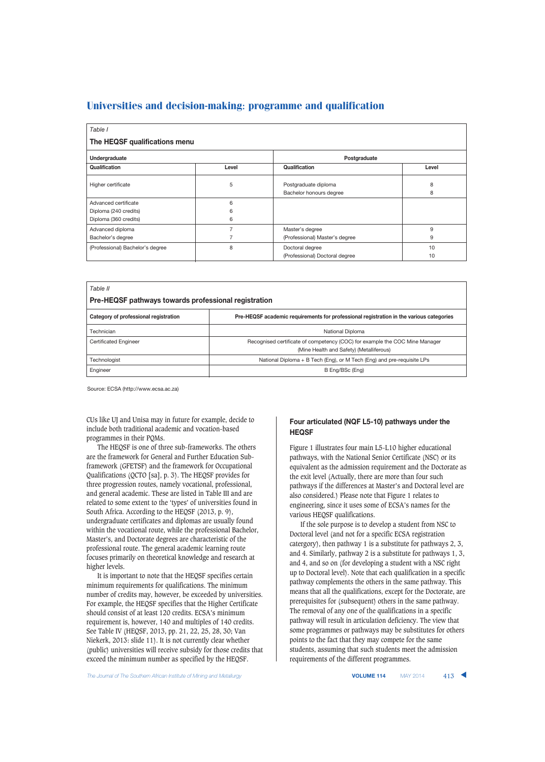Table I

**The HEQSF qualifications menu**

| Undergraduate | | Postgraduate | |
|---|---|---|---|
| **Qualification** | **Level** | **Qualification** | **Level** |
| Higher certificate | 5 | Postgraduate diploma<br>Bachelor honours degree | 8<br>8 |
| Advanced certificate<br>Diploma (240 credits)<br>Diploma (360 credits) | 6<br>6<br>6 | | |
| Advanced diploma<br>Bachelor's degree | 7<br>7 | Master's degree<br>(Professional) Master's degree | 9<br>9 |
| (Professional) Bachelor's degree | 8 | Doctoral degree<br>(Professional) Doctoral degree | 10<br>10 |

Table II

**Pre-HEQSF pathways towards professional registration**

| Category of professional registration | Pre-HEQSF academic requirements for professional registration in the various categories |
|---|---|
| Technician | National Diploma |
| Certificated Engineer | Recognised certificate of competency (COC) for example the COC Mine Manager (Mine Health and Safety) (Metalliferous) |
| Technologist | National Diploma + B Tech (Eng), or M Tech (Eng) and pre-requisite LPs |
| Engineer | B Eng/BSc (Eng) |

Source: ECSA (http://www.ecsa.ac.za)

CUs like UJ and Unisa may in future for example, decide to include both traditional academic and vocation-based programmes in their PQMs.

The HEQSF is one of three sub-frameworks. The others are the framework for General and Further Education Sub-framework (GFETSF) and the framework for Occupational Qualifications (QCTO [sa], p. 3). The HEQSF provides for three progression routes, namely vocational, professional, and general academic. These are listed in Table III and are related to some extent to the 'types' of universities found in South Africa. According to the HEQSF (2013, p. 9), undergraduate certificates and diplomas are usually found within the vocational route, while the professional Bachelor, Master's, and Doctorate degrees are characteristic of the professional route. The general academic learning route focuses primarily on theoretical knowledge and research at higher levels.

It is important to note that the HEQSF specifies certain minimum requirements for qualifications. The minimum number of credits may, however, be exceeded by universities. For example, the HEQSF specifies that the Higher Certificate should consist of at least 120 credits. ECSA's minimum requirement is, however, 140 and multiples of 140 credits. See Table IV (HEQSF, 2013, pp. 21, 22, 25, 28, 30; Van Niekerk, 2013: slide 11). It is not currently clear whether (public) universities will receive subsidy for those credits that exceed the minimum number as specified by the HEQSF.

## Four articulated (NQF L5-10) pathways under the HEQSF

Figure 1 illustrates four main L5-L10 higher educational pathways, with the National Senior Certificate (NSC) or its equivalent as the admission requirement and the Doctorate as the exit level (Actually, there are more than four such pathways if the differences at Master's and Doctoral level are also considered.) Please note that Figure 1 relates to engineering, since it uses some of ECSA's names for the various HEQSF qualifications.

If the sole purpose is to develop a student from NSC to Doctoral level (and not for a specific ECSA registration catergory), then pathway 1 is a substitute for pathways 2, 3, and 4. Similarly, pathway 2 is a substitute for pathways 1, 3, and 4, and so on (for developing a student with a NSC right up to Doctoral level). Note that each qualification in a specific pathway complements the others in the same pathway. This means that all the qualifications, except for the Doctorate, are prerequisites for (subsequent) others in the same pathway. The removal of any one of the qualifications in a specific pathway will result in articulation deficiency. The view that some programmes or pathways may be substitutes for others points to the fact that they may compete for the same students, assuming that such students meet the admission requirements of the different programmes.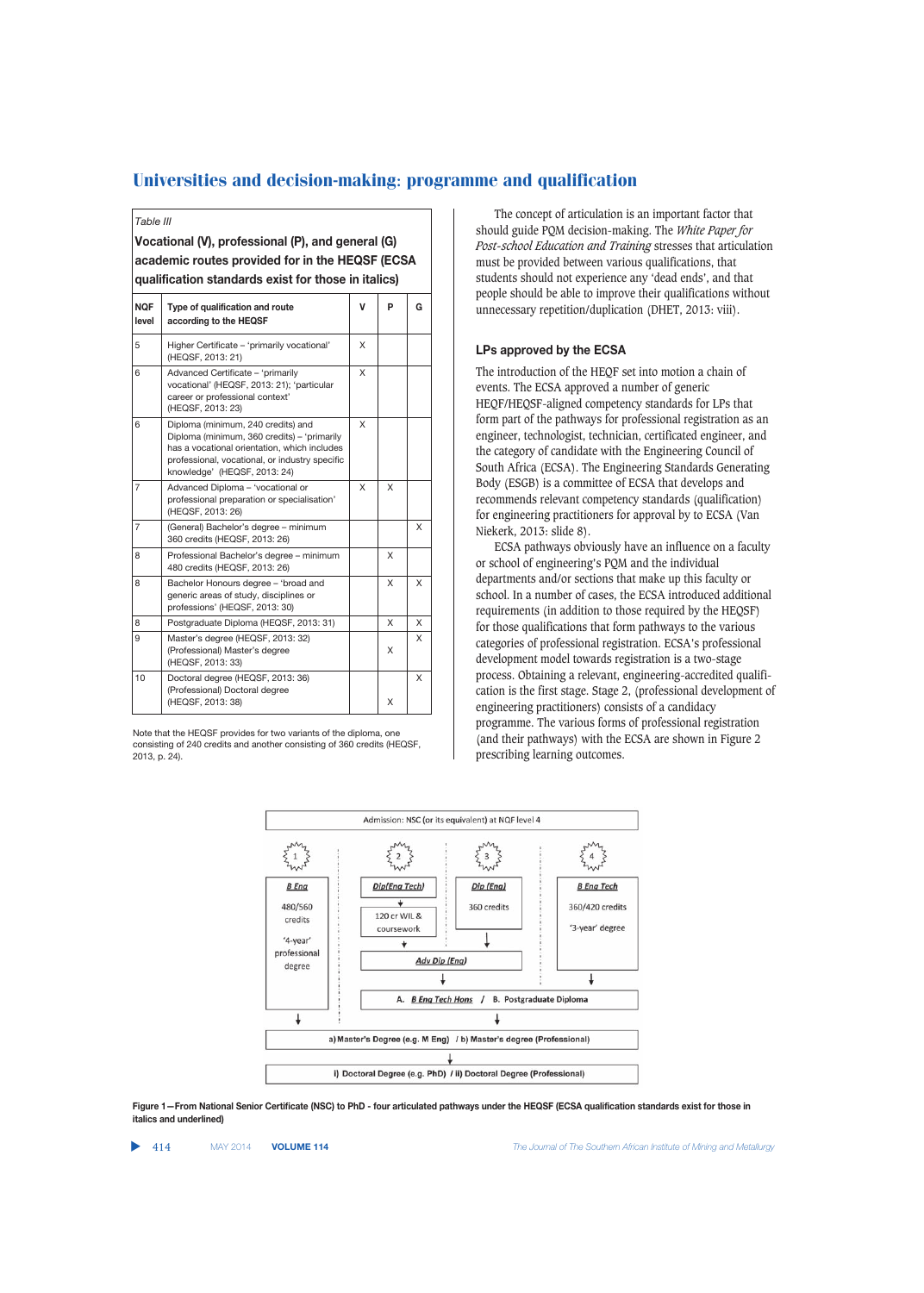Table III

**Vocational (V), professional (P), and general (G) academic routes provided for in the HEQSF (ECSA qualification standards exist for those in italics)**

| NQF level | Type of qualification and route according to the HEQSF | V | P | G |
|---|---|---|---|---|
| 5 | Higher Certificate – 'primarily vocational' (HEQSF, 2013: 21) | X | | |
| 6 | Advanced Certificate – 'primarily vocational' (HEQSF, 2013: 21); 'particular career or professional context' (HEQSF, 2013: 23) | X | | |
| 6 | Diploma (minimum, 240 credits) and Diploma (minimum, 360 credits) – 'primarily has a vocational orientation, which includes professional, vocational, or industry specific knowledge' (HEQSF, 2013: 24) | X | | |
| 7 | Advanced Diploma – 'vocational or professional preparation or specialisation' (HEQSF, 2013: 26) | X | X | |
| 7 | (General) Bachelor's degree – minimum 360 credits (HEQSF, 2013: 26) | | | X |
| 8 | Professional Bachelor's degree – minimum 480 credits (HEQSF, 2013: 26) | | X | |
| 8 | Bachelor Honours degree – 'broad and generic areas of study, disciplines or professions' (HEQSF, 2013: 30) | | X | X |
| 8 | Postgraduate Diploma (HEQSF, 2013: 31) | | X | X |
| 9 | Master's degree (HEQSF, 2013: 32) (Professional) Master's degree (HEQSF, 2013: 33) | | X | X |
| 10 | Doctoral degree (HEQSF, 2013: 36) (Professional) Doctoral degree (HEQSF, 2013: 38) | | X | X |

Note that the HEQSF provides for two variants of the diploma, one consisting of 240 credits and another consisting of 360 credits (HEQSF, 2013, p. 24).

The concept of articulation is an important factor that should guide PQM decision-making. The *White Paper for Post-school Education and Training* stresses that articulation must be provided between various qualifications, that students should not experience any 'dead ends', and that people should be able to improve their qualifications without unnecessary repetition/duplication (DHET, 2013: viii).

## LPs approved by the ECSA

The introduction of the HEQF set into motion a chain of events. The ECSA approved a number of generic HEQF/HEQSF-aligned competency standards for LPs that form part of the pathways for professional registration as an engineer, technologist, technician, certificated engineer, and the category of candidate with the Engineering Council of South Africa (ECSA). The Engineering Standards Generating Body (ESGB) is a committee of ECSA that develops and recommends relevant competency standards (qualification) for engineering practitioners for approval by to ECSA (Van Niekerk, 2013: slide 8).

ECSA pathways obviously have an influence on a faculty or school of engineering's PQM and the individual departments and/or sections that make up this faculty or school. In a number of cases, the ECSA introduced additional requirements (in addition to those required by the HEQSF) for those qualifications that form pathways to the various categories of professional registration. ECSA's professional development model towards registration is a two-stage process. Obtaining a relevant, engineering-accredited qualification is the first stage. Stage 2, (professional development of engineering practitioners) consists of a candidacy programme. The various forms of professional registration (and their pathways) with the ECSA are shown in Figure 2 prescribing learning outcomes.

Admission: NSC (or its equivalent) at NQF level 4

1. *B Eng* – 480/560 credits – '4-year' professional degree → a) Master's Degree (e.g. M Eng) / b) Master's degree (Professional)
2. *Dip(Eng Tech)* → 120 cr WIL & coursework → *Adv Dip (Eng)* → A. *B Eng Tech Hons* / B. Postgraduate Diploma
3. *Dip (Eng)* – 360 credits → *Adv Dip (Eng)* → A. *B Eng Tech Hons* / B. Postgraduate Diploma
4. *B Eng Tech* – 360/420 credits – '3-year' degree → A. *B Eng Tech Hons* / B. Postgraduate Diploma

A. *B Eng Tech Hons* / B. Postgraduate Diploma → a) Master's Degree (e.g. M Eng) / b) Master's degree (Professional) → i) Doctoral Degree (e.g. PhD) / ii) Doctoral Degree (Professional)

**Figure 1—From National Senior Certificate (NSC) to PhD - four articulated pathways under the HEQSF (ECSA qualification standards exist for those in italics and underlined)**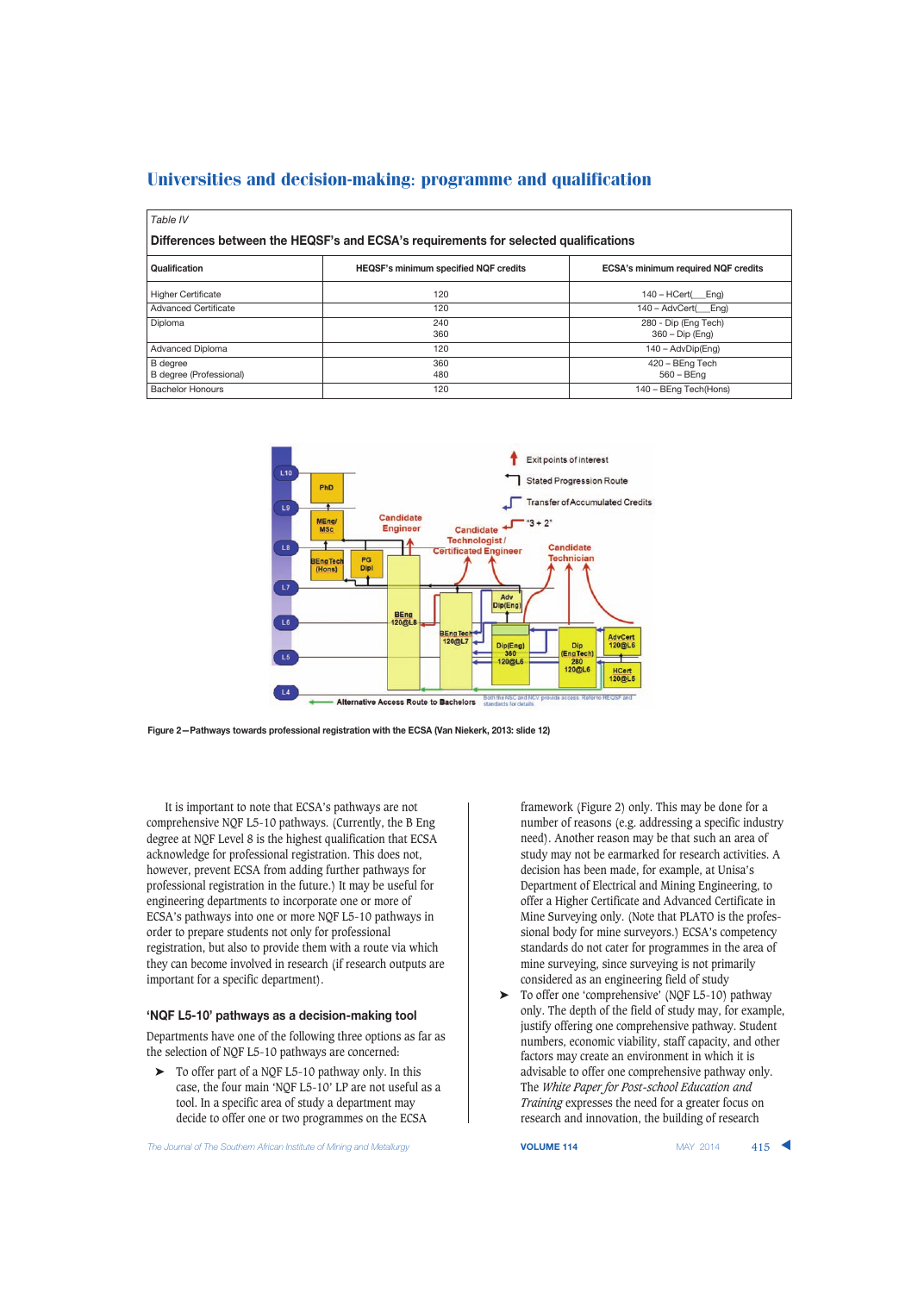## Universities and decision-making: programme and qualification

*Table IV*

**Differences between the HEQSF's and ECSA's requirements for selected qualifications**

| Qualification | HEQSF's minimum specified NQF credits | ECSA's minimum required NQF credits |
|---|---|---|
| Higher Certificate | 120 | 140 – HCert(\_\_Eng) |
| Advanced Certificate | 120 | 140 – AdvCert(\_\_Eng) |
| Diploma | 240<br>360 | 280 - Dip (Eng Tech)<br>360 – Dip (Eng) |
| Advanced Diploma | 120 | 140 – AdvDip(Eng) |
| B degree<br>B degree (Professional) | 360<br>480 | 420 – BEng Tech<br>560 – BEng |
| Bachelor Honours | 120 | 140 – BEng Tech(Hons) |

Figure 2—Pathways towards professional registration with the ECSA (Van Niekerk, 2013: slide 12)

It is important to note that ECSA's pathways are not comprehensive NQF L5-10 pathways. (Currently, the B Eng degree at NQF Level 8 is the highest qualification that ECSA acknowledge for professional registration. This does not, however, prevent ECSA from adding further pathways for professional registration in the future.) It may be useful for engineering departments to incorporate one or more of ECSA's pathways into one or more NQF L5-10 pathways in order to prepare students not only for professional registration, but also to provide them with a route via which they can become involved in research (if research outputs are important for a specific department).

### 'NQF L5-10' pathways as a decision-making tool

Departments have one of the following three options as far as the selection of NQF L5-10 pathways are concerned:

- To offer part of a NQF L5-10 pathway only. In this case, the four main 'NQF L5-10' LP are not useful as a tool. In a specific area of study a department may decide to offer one or two programmes on the ECSA framework (Figure 2) only. This may be done for a number of reasons (e.g. addressing a specific industry need). Another reason may be that such an area of study may not be earmarked for research activities. A decision has been made, for example, at Unisa's Department of Electrical and Mining Engineering, to offer a Higher Certificate and Advanced Certificate in Mine Surveying only. (Note that PLATO is the professional body for mine surveyors.) ECSA's competency standards do not cater for programmes in the area of mine surveying, since surveying is not primarily considered as an engineering field of study
- To offer one 'comprehensive' (NQF L5-10) pathway only. The depth of the field of study may, for example, justify offering one comprehensive pathway. Student numbers, economic viability, staff capacity, and other factors may create an environment in which it is advisable to offer one comprehensive pathway only. The *White Paper for Post-school Education and Training* expresses the need for a greater focus on research and innovation, the building of research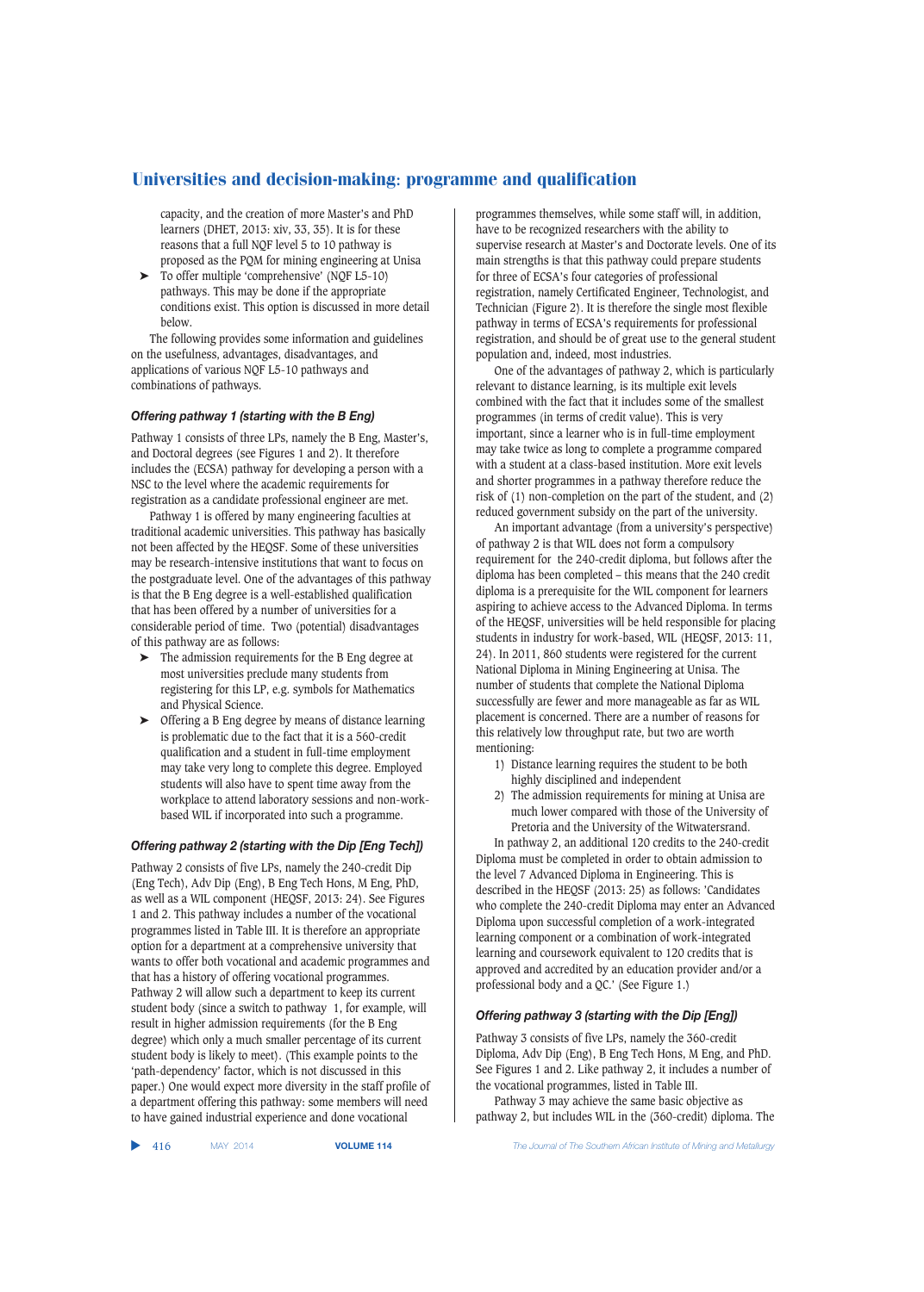capacity, and the creation of more Master's and PhD learners (DHET, 2013: xiv, 33, 35). It is for these reasons that a full NQF level 5 to 10 pathway is proposed as the PQM for mining engineering at Unisa

- To offer multiple 'comprehensive' (NQF L5-10) pathways. This may be done if the appropriate conditions exist. This option is discussed in more detail below.

The following provides some information and guidelines on the usefulness, advantages, disadvantages, and applications of various NQF L5-10 pathways and combinations of pathways.

### *Offering pathway 1 (starting with the B Eng)*

Pathway 1 consists of three LPs, namely the B Eng, Master's, and Doctoral degrees (see Figures 1 and 2). It therefore includes the (ECSA) pathway for developing a person with a NSC to the level where the academic requirements for registration as a candidate professional engineer are met.

Pathway 1 is offered by many engineering faculties at traditional academic universities. This pathway has basically not been affected by the HEQSF. Some of these universities may be research-intensive institutions that want to focus on the postgraduate level. One of the advantages of this pathway is that the B Eng degree is a well-established qualification that has been offered by a number of universities for a considerable period of time. Two (potential) disadvantages of this pathway are as follows:

- The admission requirements for the B Eng degree at most universities preclude many students from registering for this LP, e.g. symbols for Mathematics and Physical Science.
- Offering a B Eng degree by means of distance learning is problematic due to the fact that it is a 560-credit qualification and a student in full-time employment may take very long to complete this degree. Employed students will also have to spent time away from the workplace to attend laboratory sessions and non-work-based WIL if incorporated into such a programme.

### *Offering pathway 2 (starting with the Dip [Eng Tech])*

Pathway 2 consists of five LPs, namely the 240-credit Dip (Eng Tech), Adv Dip (Eng), B Eng Tech Hons, M Eng, PhD, as well as a WIL component (HEQSF, 2013: 24). See Figures 1 and 2. This pathway includes a number of the vocational programmes listed in Table III. It is therefore an appropriate option for a department at a comprehensive university that wants to offer both vocational and academic programmes and that has a history of offering vocational programmes. Pathway 2 will allow such a department to keep its current student body (since a switch to pathway 1, for example, will result in higher admission requirements (for the B Eng degree) which only a much smaller percentage of its current student body is likely to meet). (This example points to the 'path-dependency' factor, which is not discussed in this paper.) One would expect more diversity in the staff profile of a department offering this pathway: some members will need to have gained industrial experience and done vocational programmes themselves, while some staff will, in addition, have to be recognized researchers with the ability to supervise research at Master's and Doctorate levels. One of its main strengths is that this pathway could prepare students for three of ECSA's four categories of professional registration, namely Certificated Engineer, Technologist, and Technician (Figure 2). It is therefore the single most flexible pathway in terms of ECSA's requirements for professional registration, and should be of great use to the general student population and, indeed, most industries.

One of the advantages of pathway 2, which is particularly relevant to distance learning, is its multiple exit levels combined with the fact that it includes some of the smallest programmes (in terms of credit value). This is very important, since a learner who is in full-time employment may take twice as long to complete a programme compared with a student at a class-based institution. More exit levels and shorter programmes in a pathway therefore reduce the risk of (1) non-completion on the part of the student, and (2) reduced government subsidy on the part of the university.

An important advantage (from a university's perspective) of pathway 2 is that WIL does not form a compulsory requirement for the 240-credit diploma, but follows after the diploma has been completed – this means that the 240 credit diploma is a prerequisite for the WIL component for learners aspiring to achieve access to the Advanced Diploma. In terms of the HEQSF, universities will be held responsible for placing students in industry for work-based, WIL (HEQSF, 2013: 11, 24). In 2011, 860 students were registered for the current National Diploma in Mining Engineering at Unisa. The number of students that complete the National Diploma successfully are fewer and more manageable as far as WIL placement is concerned. There are a number of reasons for this relatively low throughput rate, but two are worth mentioning:

1) Distance learning requires the student to be both highly disciplined and independent
2) The admission requirements for mining at Unisa are much lower compared with those of the University of Pretoria and the University of the Witwatersrand.

In pathway 2, an additional 120 credits to the 240-credit Diploma must be completed in order to obtain admission to the level 7 Advanced Diploma in Engineering. This is described in the HEQSF (2013: 25) as follows: 'Candidates who complete the 240-credit Diploma may enter an Advanced Diploma upon successful completion of a work-integrated learning component or a combination of work-integrated learning and coursework equivalent to 120 credits that is approved and accredited by an education provider and/or a professional body and a QC.' (See Figure 1.)

### *Offering pathway 3 (starting with the Dip [Eng])*

Pathway 3 consists of five LPs, namely the 360-credit Diploma, Adv Dip (Eng), B Eng Tech Hons, M Eng, and PhD. See Figures 1 and 2. Like pathway 2, it includes a number of the vocational programmes, listed in Table III.

Pathway 3 may achieve the same basic objective as pathway 2, but includes WIL in the (360-credit) diploma. The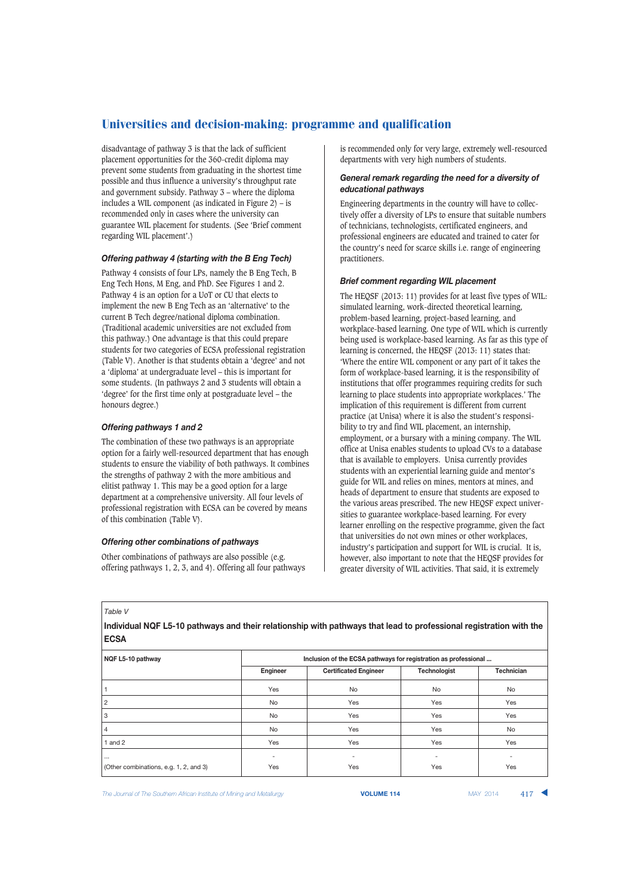disadvantage of pathway 3 is that the lack of sufficient placement opportunities for the 360-credit diploma may prevent some students from graduating in the shortest time possible and thus influence a university's throughput rate and government subsidy. Pathway 3 – where the diploma includes a WIL component (as indicated in Figure 2) – is recommended only in cases where the university can guarantee WIL placement for students. (See 'Brief comment regarding WIL placement'.)

### *Offering pathway 4 (starting with the B Eng Tech)*

Pathway 4 consists of four LPs, namely the B Eng Tech, B Eng Tech Hons, M Eng, and PhD. See Figures 1 and 2. Pathway 4 is an option for a UoT or CU that elects to implement the new B Eng Tech as an 'alternative' to the current B Tech degree/national diploma combination. (Traditional academic universities are not excluded from this pathway.) One advantage is that this could prepare students for two categories of ECSA professional registration (Table V). Another is that students obtain a 'degree' and not a 'diploma' at undergraduate level – this is important for some students. (In pathways 2 and 3 students will obtain a 'degree' for the first time only at postgraduate level – the honours degree.)

### *Offering pathways 1 and 2*

The combination of these two pathways is an appropriate option for a fairly well-resourced department that has enough students to ensure the viability of both pathways. It combines the strengths of pathway 2 with the more ambitious and elitist pathway 1. This may be a good option for a large department at a comprehensive university. All four levels of professional registration with ECSA can be covered by means of this combination (Table V).

### *Offering other combinations of pathways*

Other combinations of pathways are also possible (e.g. offering pathways 1, 2, 3, and 4). Offering all four pathways is recommended only for very large, extremely well-resourced departments with very high numbers of students.

### *General remark regarding the need for a diversity of educational pathways*

Engineering departments in the country will have to collectively offer a diversity of LPs to ensure that suitable numbers of technicians, technologists, certificated engineers, and professional engineers are educated and trained to cater for the country's need for scarce skills i.e. range of engineering practitioners.

### *Brief comment regarding WIL placement*

The HEQSF (2013: 11) provides for at least five types of WIL: simulated learning, work-directed theoretical learning, problem-based learning, project-based learning, and workplace-based learning. One type of WIL which is currently being used is workplace-based learning. As far as this type of learning is concerned, the HEQSF (2013: 11) states that: 'Where the entire WIL component or any part of it takes the form of workplace-based learning, it is the responsibility of institutions that offer programmes requiring credits for such learning to place students into appropriate workplaces.' The implication of this requirement is different from current practice (at Unisa) where it is also the student's responsibility to try and find WIL placement, an internship, employment, or a bursary with a mining company. The WIL office at Unisa enables students to upload CVs to a database that is available to employers. Unisa currently provides students with an experiential learning guide and mentor's guide for WIL and relies on mines, mentors at mines, and heads of department to ensure that students are exposed to the various areas prescribed. The new HEQSF expect universities to guarantee workplace-based learning. For every learner enrolling on the respective programme, given the fact that universities do not own mines or other workplaces, industry's participation and support for WIL is crucial. It is, however, also important to note that the HEQSF provides for greater diversity of WIL activities. That said, it is extremely

*Table V*

**Individual NQF L5-10 pathways and their relationship with pathways that lead to professional registration with the ECSA**

| NQF L5-10 pathway | Inclusion of the ECSA pathways for registration as professional ... | | | |
|---|---|---|---|---|
| | Engineer | Certificated Engineer | Technologist | Technician |
| 1 | Yes | No | No | No |
| 2 | No | Yes | Yes | Yes |
| 3 | No | Yes | Yes | Yes |
| 4 | No | Yes | Yes | No |
| 1 and 2 | Yes | Yes | Yes | Yes |
| ... (Other combinations, e.g. 1, 2, and 3) | - Yes | - Yes | - Yes | - Yes |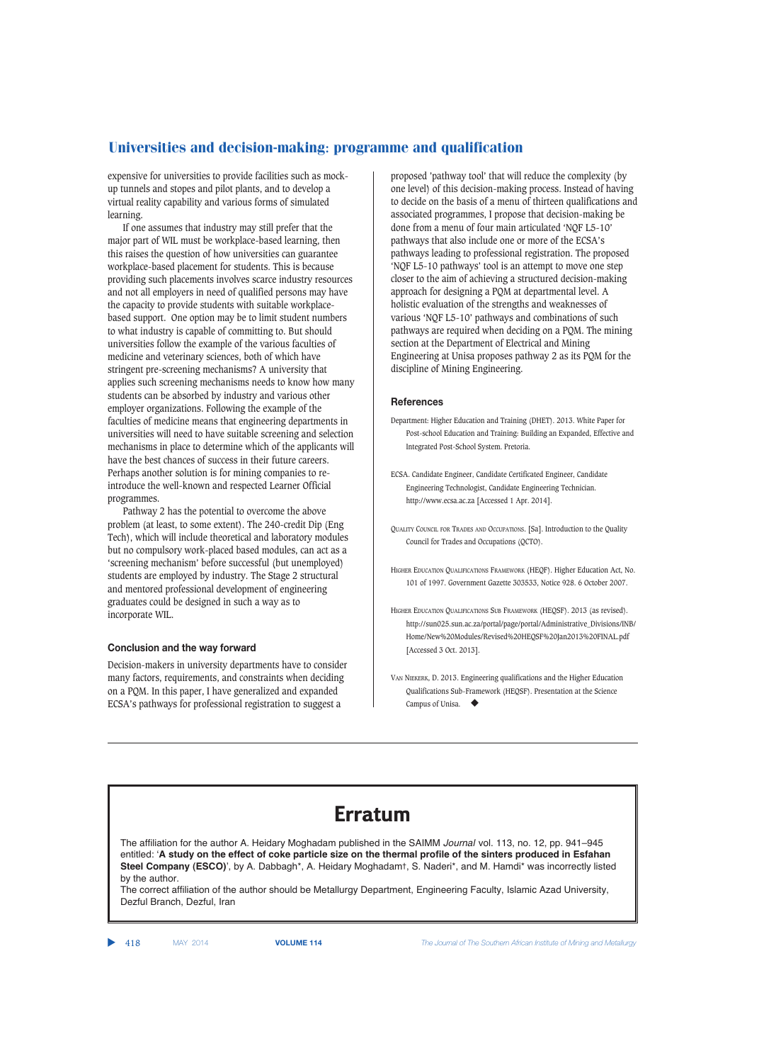expensive for universities to provide facilities such as mock-up tunnels and stopes and pilot plants, and to develop a virtual reality capability and various forms of simulated learning.

If one assumes that industry may still prefer that the major part of WIL must be workplace-based learning, then this raises the question of how universities can guarantee workplace-based placement for students. This is because providing such placements involves scarce industry resources and not all employers in need of qualified persons may have the capacity to provide students with suitable workplace-based support. One option may be to limit student numbers to what industry is capable of committing to. But should universities follow the example of the various faculties of medicine and veterinary sciences, both of which have stringent pre-screening mechanisms? A university that applies such screening mechanisms needs to know how many students can be absorbed by industry and various other employer organizations. Following the example of the faculties of medicine means that engineering departments in universities will need to have suitable screening and selection mechanisms in place to determine which of the applicants will have the best chances of success in their future careers. Perhaps another solution is for mining companies to re-introduce the well-known and respected Learner Official programmes.

Pathway 2 has the potential to overcome the above problem (at least, to some extent). The 240-credit Dip (Eng Tech), which will include theoretical and laboratory modules but no compulsory work-placed based modules, can act as a 'screening mechanism' before successful (but unemployed) students are employed by industry. The Stage 2 structural and mentored professional development of engineering graduates could be designed in such a way as to incorporate WIL.

## Conclusion and the way forward

Decision-makers in university departments have to consider many factors, requirements, and constraints when deciding on a PQM. In this paper, I have generalized and expanded ECSA's pathways for professional registration to suggest a proposed 'pathway tool' that will reduce the complexity (by one level) of this decision-making process. Instead of having to decide on the basis of a menu of thirteen qualifications and associated programmes, I propose that decision-making be done from a menu of four main articulated 'NQF L5-10' pathways that also include one or more of the ECSA's pathways leading to professional registration. The proposed 'NQF L5-10 pathways' tool is an attempt to move one step closer to the aim of achieving a structured decision-making approach for designing a PQM at departmental level. A holistic evaluation of the strengths and weaknesses of various 'NQF L5-10' pathways and combinations of such pathways are required when deciding on a PQM. The mining section at the Department of Electrical and Mining Engineering at Unisa proposes pathway 2 as its PQM for the discipline of Mining Engineering.

## References

Department: Higher Education and Training (DHET). 2013. White Paper for Post-school Education and Training: Building an Expanded, Effective and Integrated Post-School System. Pretoria.

ECSA. Candidate Engineer, Candidate Certificated Engineer, Candidate Engineering Technologist, Candidate Engineering Technician. http://www.ecsa.ac.za [Accessed 1 Apr. 2014].

Quality Council for Trades and Occupations. [Sa]. Introduction to the Quality Council for Trades and Occupations (QCTO).

Higher Education Qualifications Framework (HEQF). Higher Education Act, No. 101 of 1997. Government Gazette 303533, Notice 928. 6 October 2007.

Higher Education Qualifications Sub Framework (HEQSF). 2013 (as revised). http://sun025.sun.ac.za/portal/page/portal/Administrative_Divisions/INB/Home/New%20Modules/Revised%20HEQSF%20Jan2013%20FINAL.pdf [Accessed 3 Oct. 2013].

Van Niekerk, D. 2013. Engineering qualifications and the Higher Education Qualifications Sub-Framework (HEQSF). Presentation at the Science Campus of Unisa. ◆

# Erratum

The affiliation for the author A. Heidary Moghadam published in the SAIMM *Journal* vol. 113, no. 12, pp. 941–945 entitled: '**A study on the effect of coke particle size on the thermal profile of the sinters produced in Esfahan Steel Company (ESCO)**', by A. Dabbagh*, A. Heidary Moghadam†, S. Naderi*, and M. Hamdi* was incorrectly listed by the author.

The correct affiliation of the author should be Metallurgy Department, Engineering Faculty, Islamic Azad University, Dezful Branch, Dezful, Iran